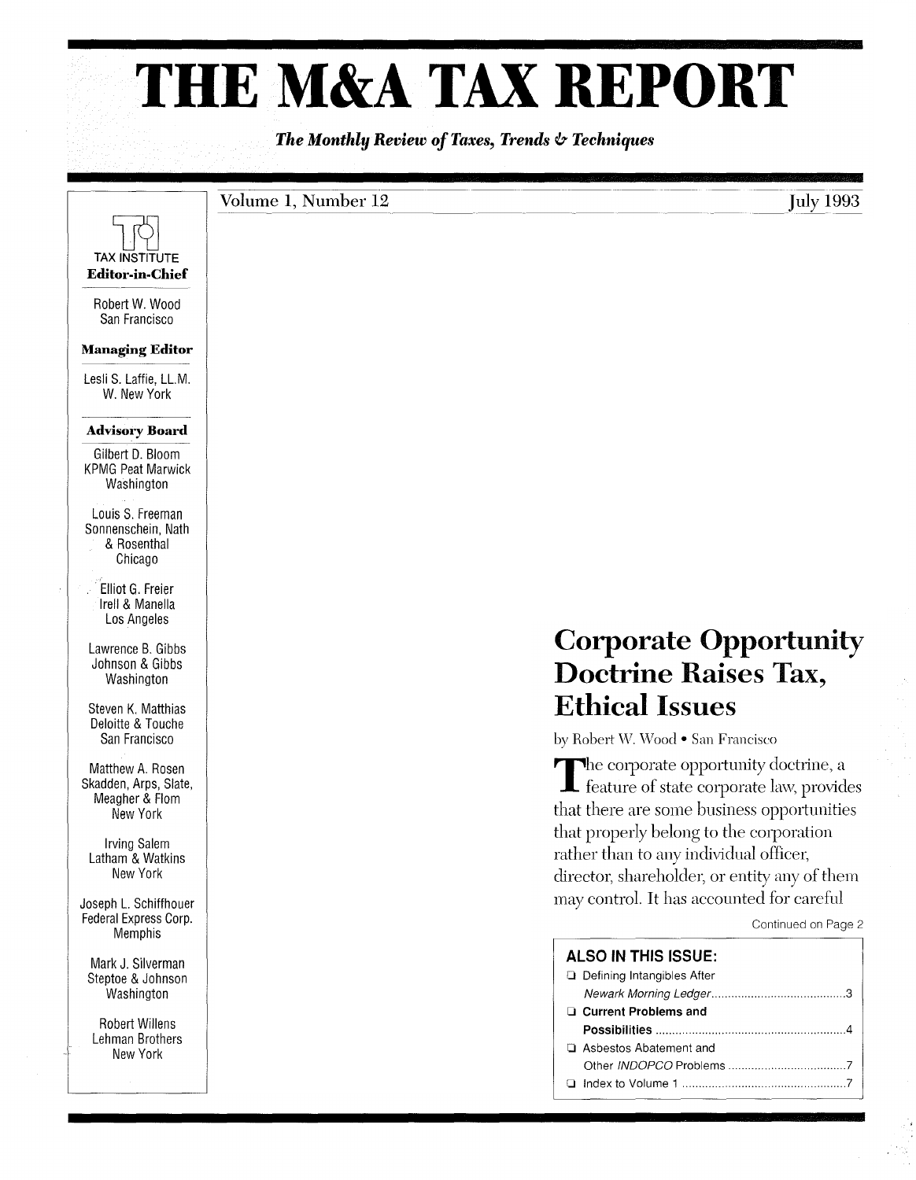# THE M&A TAX REPORT

*The Monthly Review of Taxes, Trends & Techniques*

Volume 1, Number 12 July 1993

TAX INSTITUTE

**Editor-in-Chief**

Robert W. Wood
San Francisco

**Managing Editor**

Lesli S. Laffie, LL.M.
W. New York

**Advisory Board**

Gilbert D. Bloom
KPMG Peat Marwick
Washington

Louis S. Freeman
Sonnenschein, Nath & Rosenthal
Chicago

Elliot G. Freier
Irell & Manella
Los Angeles

Lawrence B. Gibbs
Johnson & Gibbs
Washington

Steven K. Matthias
Deloitte & Touche
San Francisco

Matthew A. Rosen
Skadden, Arps, Slate, Meagher & Flom
New York

Irving Salem
Latham & Watkins
New York

Joseph L. Schiffhouer
Federal Express Corp.
Memphis

Mark J. Silverman
Steptoe & Johnson
Washington

Robert Willens
Lehman Brothers
New York

## Corporate Opportunity Doctrine Raises Tax, Ethical Issues

by Robert W. Wood • San Francisco

The corporate opportunity doctrine, a feature of state corporate law, provides that there are some business opportunities that properly belong to the corporation rather than to any individual officer, director, shareholder, or entity any of them may control. It has accounted for careful

Continued on Page 2

**ALSO IN THIS ISSUE:**

- Defining Intangibles After *Newark Morning Ledger* ......3
- **Current Problems and Possibilities** ......4
- Asbestos Abatement and Other *INDOPCO* Problems ......7
- Index to Volume 1 ......7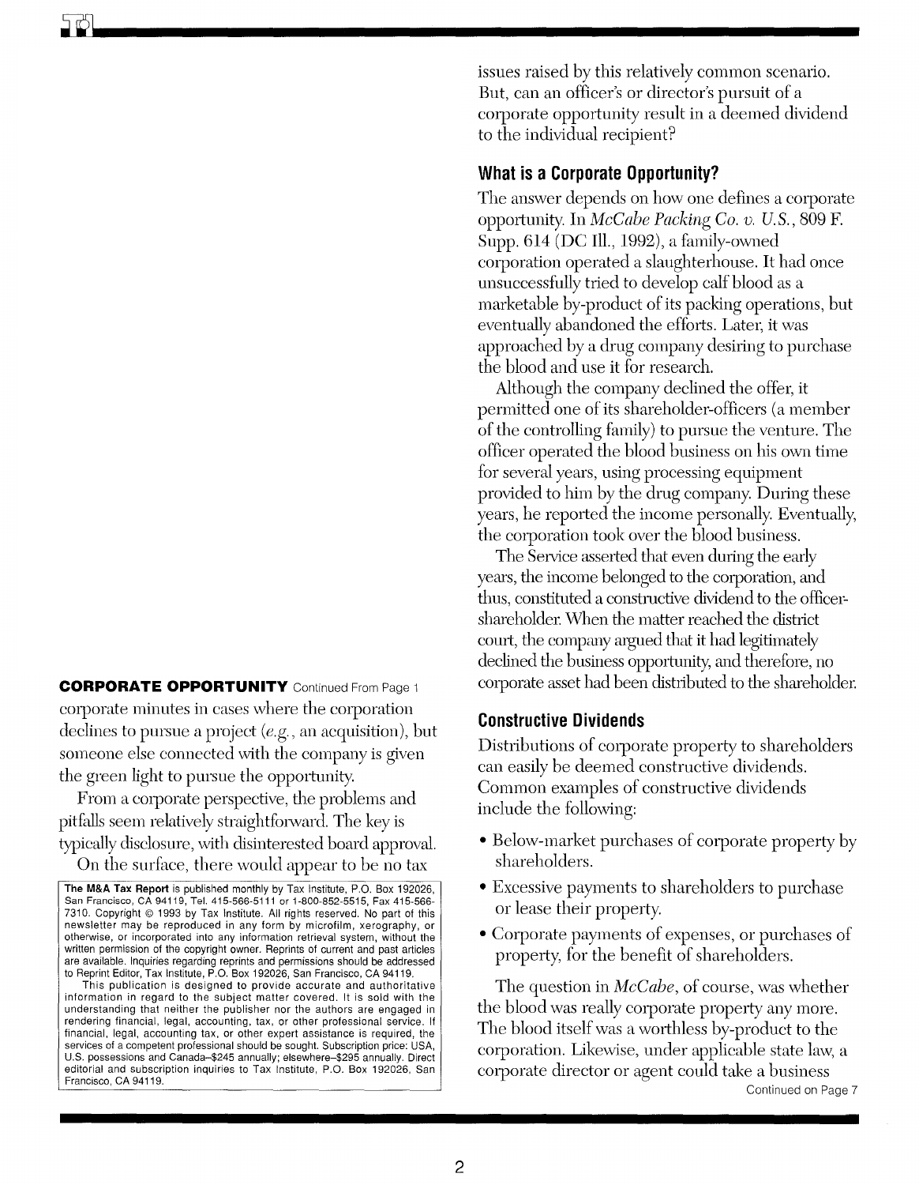**CORPORATE OPPORTUNITY** Continued From Page 1

corporate minutes in cases where the corporation declines to pursue a project (*e.g.*, an acquisition), but someone else connected with the company is given the green light to pursue the opportunity.

From a corporate perspective, the problems and pitfalls seem relatively straightforward. The key is typically disclosure, with disinterested board approval.

On the surface, there would appear to be no tax issues raised by this relatively common scenario. But, can an officer's or director's pursuit of a corporate opportunity result in a deemed dividend to the individual recipient?

**The M&A Tax Report** is published monthly by Tax Institute, P.O. Box 192026, San Francisco, CA 94119, Tel. 415-566-5111 or 1-800-852-5515, Fax 415-566-7310. Copyright © 1993 by Tax Institute. All rights reserved. No part of this newsletter may be reproduced in any form by microfilm, xerography, or otherwise, or incorporated into any information retrieval system, without the written permission of the copyright owner. Reprints of current and past articles are available. Inquiries regarding reprints and permissions should be addressed to Reprint Editor, Tax Institute, P.O. Box 192026, San Francisco, CA 94119.

This publication is designed to provide accurate and authoritative information in regard to the subject matter covered. It is sold with the understanding that neither the publisher nor the authors are engaged in rendering financial, legal, accounting, tax, or other professional service. If financial, legal, accounting tax, or other expert assistance is required, the services of a competent professional should be sought. Subscription price: USA, U.S. possessions and Canada–$245 annually; elsewhere–$295 annually. Direct editorial and subscription inquiries to Tax Institute, P.O. Box 192026, San Francisco, CA 94119.

## What is a Corporate Opportunity?

The answer depends on how one defines a corporate opportunity. In *McCabe Packing Co. v. U.S.*, 809 F. Supp. 614 (DC Ill., 1992), a family-owned corporation operated a slaughterhouse. It had once unsuccessfully tried to develop calf blood as a marketable by-product of its packing operations, but eventually abandoned the efforts. Later, it was approached by a drug company desiring to purchase the blood and use it for research.

Although the company declined the offer, it permitted one of its shareholder-officers (a member of the controlling family) to pursue the venture. The officer operated the blood business on his own time for several years, using processing equipment provided to him by the drug company. During these years, he reported the income personally. Eventually, the corporation took over the blood business.

The Service asserted that even during the early years, the income belonged to the corporation, and thus, constituted a constructive dividend to the officer-shareholder. When the matter reached the district court, the company argued that it had legitimately declined the business opportunity, and therefore, no corporate asset had been distributed to the shareholder.

## Constructive Dividends

Distributions of corporate property to shareholders can easily be deemed constructive dividends. Common examples of constructive dividends include the following:

- Below-market purchases of corporate property by shareholders.
- Excessive payments to shareholders to purchase or lease their property.
- Corporate payments of expenses, or purchases of property, for the benefit of shareholders.

The question in *McCabe*, of course, was whether the blood was really corporate property any more. The blood itself was a worthless by-product to the corporation. Likewise, under applicable state law, a corporate director or agent could take a business

Continued on Page 7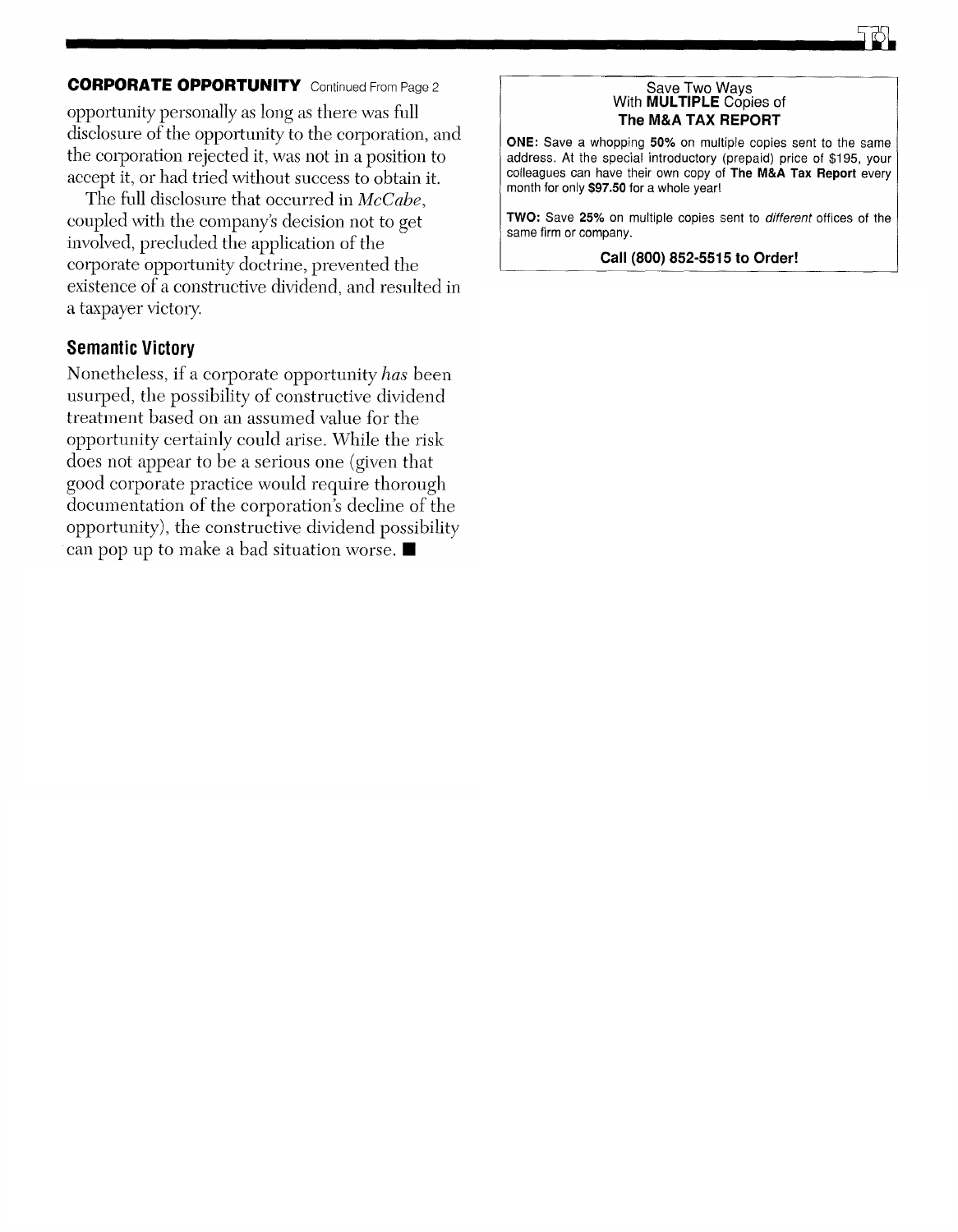**CORPORATE OPPORTUNITY** Continued From Page 2

opportunity personally as long as there was full disclosure of the opportunity to the corporation, and the corporation rejected it, was not in a position to accept it, or had tried without success to obtain it.

The full disclosure that occurred in *McCabe*, coupled with the company's decision not to get involved, precluded the application of the corporate opportunity doctrine, prevented the existence of a constructive dividend, and resulted in a taxpayer victory.

## Semantic Victory

Nonetheless, if a corporate opportunity *has* been usurped, the possibility of constructive dividend treatment based on an assumed value for the opportunity certainly could arise. While the risk does not appear to be a serious one (given that good corporate practice would require thorough documentation of the corporation's decline of the opportunity), the constructive dividend possibility can pop up to make a bad situation worse. ■

---

Save Two Ways
With **MULTIPLE** Copies of
**The M&A TAX REPORT**

**ONE:** Save a whopping **50%** on multiple copies sent to the same address. At the special introductory (prepaid) price of $195, your colleagues can have their own copy of **The M&A Tax Report** every month for only **$97.50** for a whole year!

**TWO:** Save **25%** on multiple copies sent to *different* offices of the same firm or company.

**Call (800) 852-5515 to Order!**